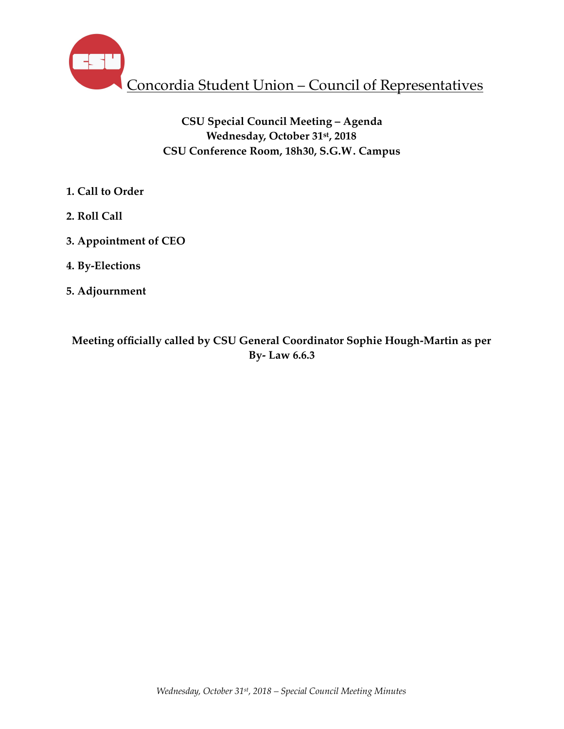# Concordia Student Union – Council of Representatives

**CSU Special Council Meeting – Agenda**
**Wednesday, October 31st, 2018**
**CSU Conference Room, 18h30, S.G.W. Campus**

**1. Call to Order**

**2. Roll Call**

**3. Appointment of CEO**

**4. By-Elections**

**5. Adjournment**

**Meeting officially called by CSU General Coordinator Sophie Hough-Martin as per By- Law 6.6.3**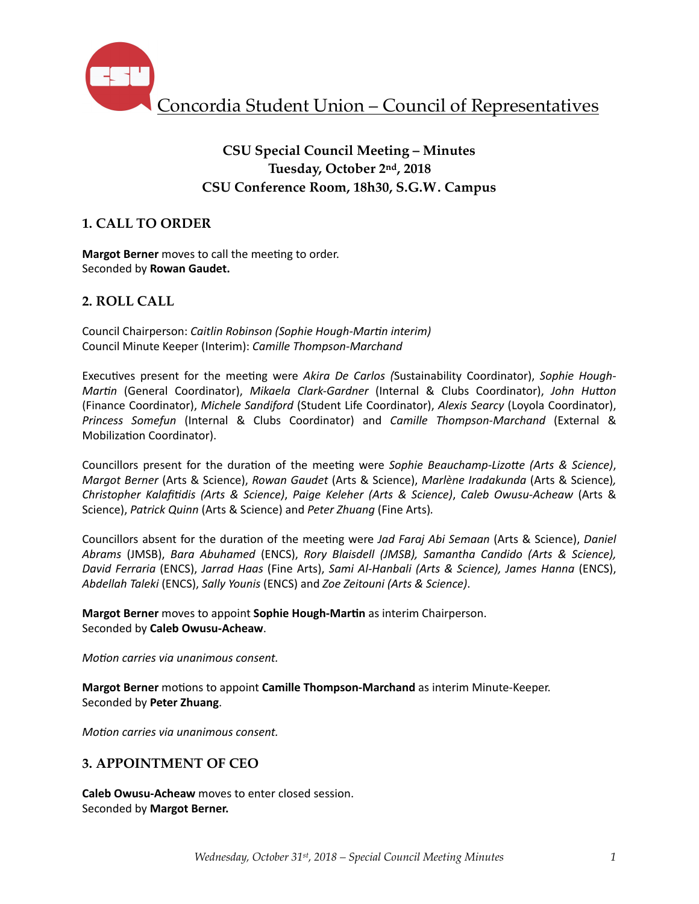Concordia Student Union – Council of Representatives

**CSU Special Council Meeting – Minutes**
**Tuesday, October 2nd, 2018**
**CSU Conference Room, 18h30, S.G.W. Campus**

## 1. CALL TO ORDER

**Margot Berner** moves to call the meeting to order.
Seconded by **Rowan Gaudet.**

## 2. ROLL CALL

Council Chairperson: *Caitlin Robinson (Sophie Hough-Martin interim)*
Council Minute Keeper (Interim): *Camille Thompson-Marchand*

Executives present for the meeting were *Akira De Carlos (*Sustainability Coordinator), *Sophie Hough-Martin* (General Coordinator), *Mikaela Clark-Gardner* (Internal & Clubs Coordinator), *John Hutton* (Finance Coordinator), *Michele Sandiford* (Student Life Coordinator), *Alexis Searcy* (Loyola Coordinator), *Princess Somefun* (Internal & Clubs Coordinator) and *Camille Thompson-Marchand* (External & Mobilization Coordinator).

Councillors present for the duration of the meeting were *Sophie Beauchamp-Lizotte (Arts & Science)*, *Margot Berner* (Arts & Science), *Rowan Gaudet* (Arts & Science), *Marlène Iradakunda* (Arts & Science)*,* *Christopher Kalafitidis (Arts & Science)*, *Paige Keleher (Arts & Science)*, *Caleb Owusu-Acheaw* (Arts & Science), *Patrick Quinn* (Arts & Science) and *Peter Zhuang* (Fine Arts)*.*

Councillors absent for the duration of the meeting were *Jad Faraj Abi Semaan* (Arts & Science), *Daniel Abrams* (JMSB), *Bara Abuhamed* (ENCS), *Rory Blaisdell (JMSB), Samantha Candido (Arts & Science), David Ferraria* (ENCS), *Jarrad Haas* (Fine Arts), *Sami Al-Hanbali (Arts & Science), James Hanna* (ENCS), *Abdellah Taleki* (ENCS), *Sally Younis* (ENCS) and *Zoe Zeitouni (Arts & Science)*.

**Margot Berner** moves to appoint **Sophie Hough-Martin** as interim Chairperson.
Seconded by **Caleb Owusu-Acheaw**.

*Motion carries via unanimous consent.*

**Margot Berner** motions to appoint **Camille Thompson-Marchand** as interim Minute-Keeper.
Seconded by **Peter Zhuang**.

*Motion carries via unanimous consent.*

## 3. APPOINTMENT OF CEO

**Caleb Owusu-Acheaw** moves to enter closed session.
Seconded by **Margot Berner.**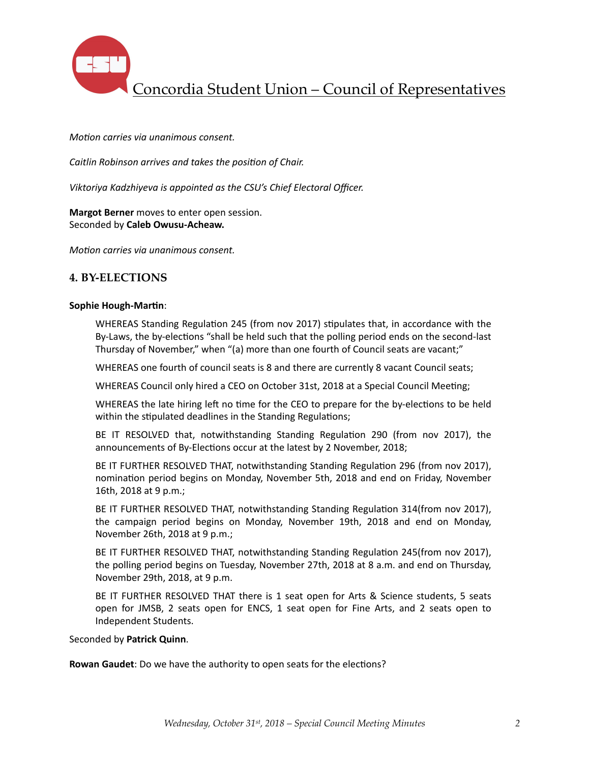*Motion carries via unanimous consent.*

*Caitlin Robinson arrives and takes the position of Chair.*

*Viktoriya Kadzhiyeva is appointed as the CSU's Chief Electoral Officer.*

**Margot Berner** moves to enter open session.
Seconded by **Caleb Owusu-Acheaw.**

*Motion carries via unanimous consent.*

## 4. BY-ELECTIONS

**Sophie Hough-Martin**:

> WHEREAS Standing Regulation 245 (from nov 2017) stipulates that, in accordance with the By-Laws, the by-elections "shall be held such that the polling period ends on the second-last Thursday of November," when "(a) more than one fourth of Council seats are vacant;"
>
> WHEREAS one fourth of council seats is 8 and there are currently 8 vacant Council seats;
>
> WHEREAS Council only hired a CEO on October 31st, 2018 at a Special Council Meeting;
>
> WHEREAS the late hiring left no time for the CEO to prepare for the by-elections to be held within the stipulated deadlines in the Standing Regulations;
>
> BE IT RESOLVED that, notwithstanding Standing Regulation 290 (from nov 2017), the announcements of By-Elections occur at the latest by 2 November, 2018;
>
> BE IT FURTHER RESOLVED THAT, notwithstanding Standing Regulation 296 (from nov 2017), nomination period begins on Monday, November 5th, 2018 and end on Friday, November 16th, 2018 at 9 p.m.;
>
> BE IT FURTHER RESOLVED THAT, notwithstanding Standing Regulation 314(from nov 2017), the campaign period begins on Monday, November 19th, 2018 and end on Monday, November 26th, 2018 at 9 p.m.;
>
> BE IT FURTHER RESOLVED THAT, notwithstanding Standing Regulation 245(from nov 2017), the polling period begins on Tuesday, November 27th, 2018 at 8 a.m. and end on Thursday, November 29th, 2018, at 9 p.m.
>
> BE IT FURTHER RESOLVED THAT there is 1 seat open for Arts & Science students, 5 seats open for JMSB, 2 seats open for ENCS, 1 seat open for Fine Arts, and 2 seats open to Independent Students.

Seconded by **Patrick Quinn**.

**Rowan Gaudet**: Do we have the authority to open seats for the elections?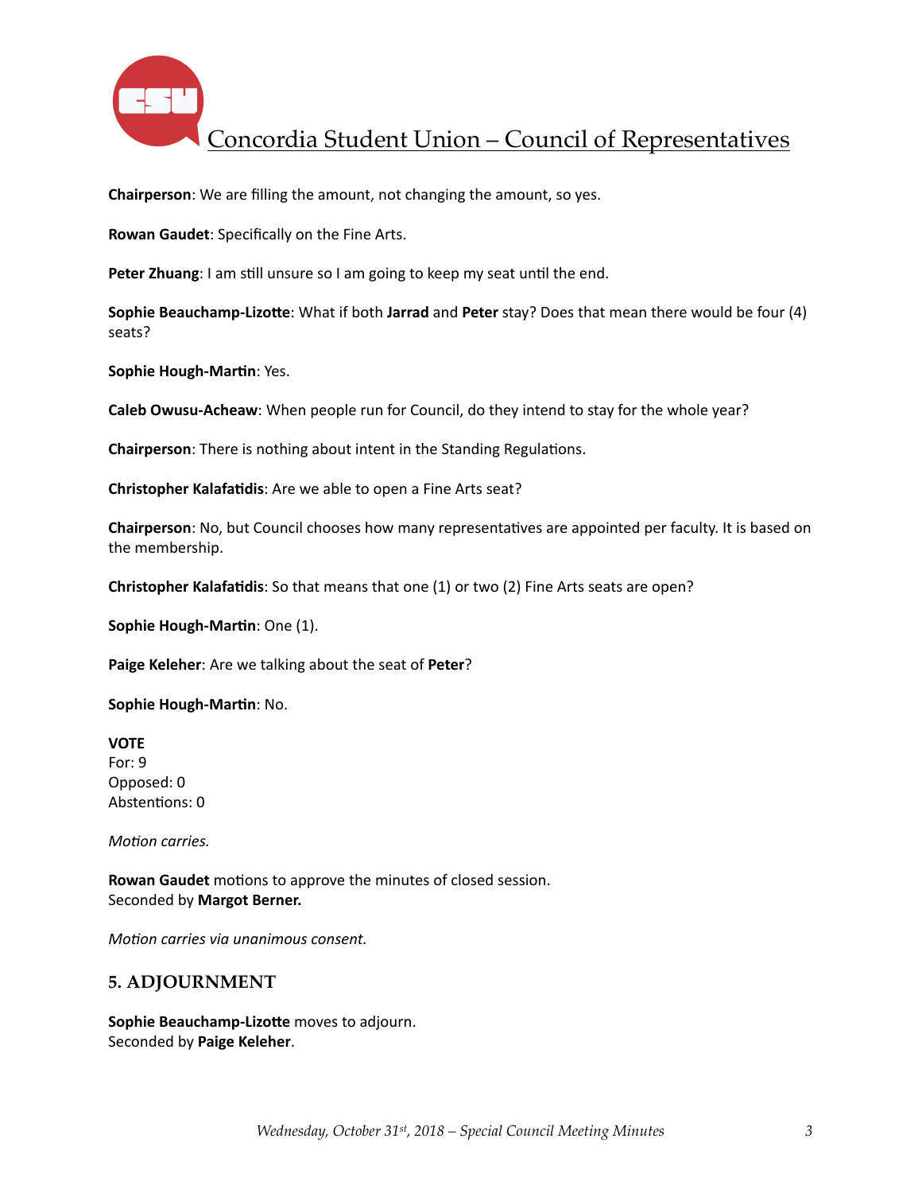**Chairperson**: We are filling the amount, not changing the amount, so yes.

**Rowan Gaudet**: Specifically on the Fine Arts.

**Peter Zhuang**: I am still unsure so I am going to keep my seat until the end.

**Sophie Beauchamp-Lizotte**: What if both **Jarrad** and **Peter** stay? Does that mean there would be four (4) seats?

**Sophie Hough-Martin**: Yes.

**Caleb Owusu-Acheaw**: When people run for Council, do they intend to stay for the whole year?

**Chairperson**: There is nothing about intent in the Standing Regulations.

**Christopher Kalafatidis**: Are we able to open a Fine Arts seat?

**Chairperson**: No, but Council chooses how many representatives are appointed per faculty. It is based on the membership.

**Christopher Kalafatidis**: So that means that one (1) or two (2) Fine Arts seats are open?

**Sophie Hough-Martin**: One (1).

**Paige Keleher**: Are we talking about the seat of **Peter**?

**Sophie Hough-Martin**: No.

**VOTE**
For: 9
Opposed: 0
Abstentions: 0

*Motion carries.*

**Rowan Gaudet** motions to approve the minutes of closed session.
Seconded by **Margot Berner.**

*Motion carries via unanimous consent.*

## 5. ADJOURNMENT

**Sophie Beauchamp-Lizotte** moves to adjourn.
Seconded by **Paige Keleher**.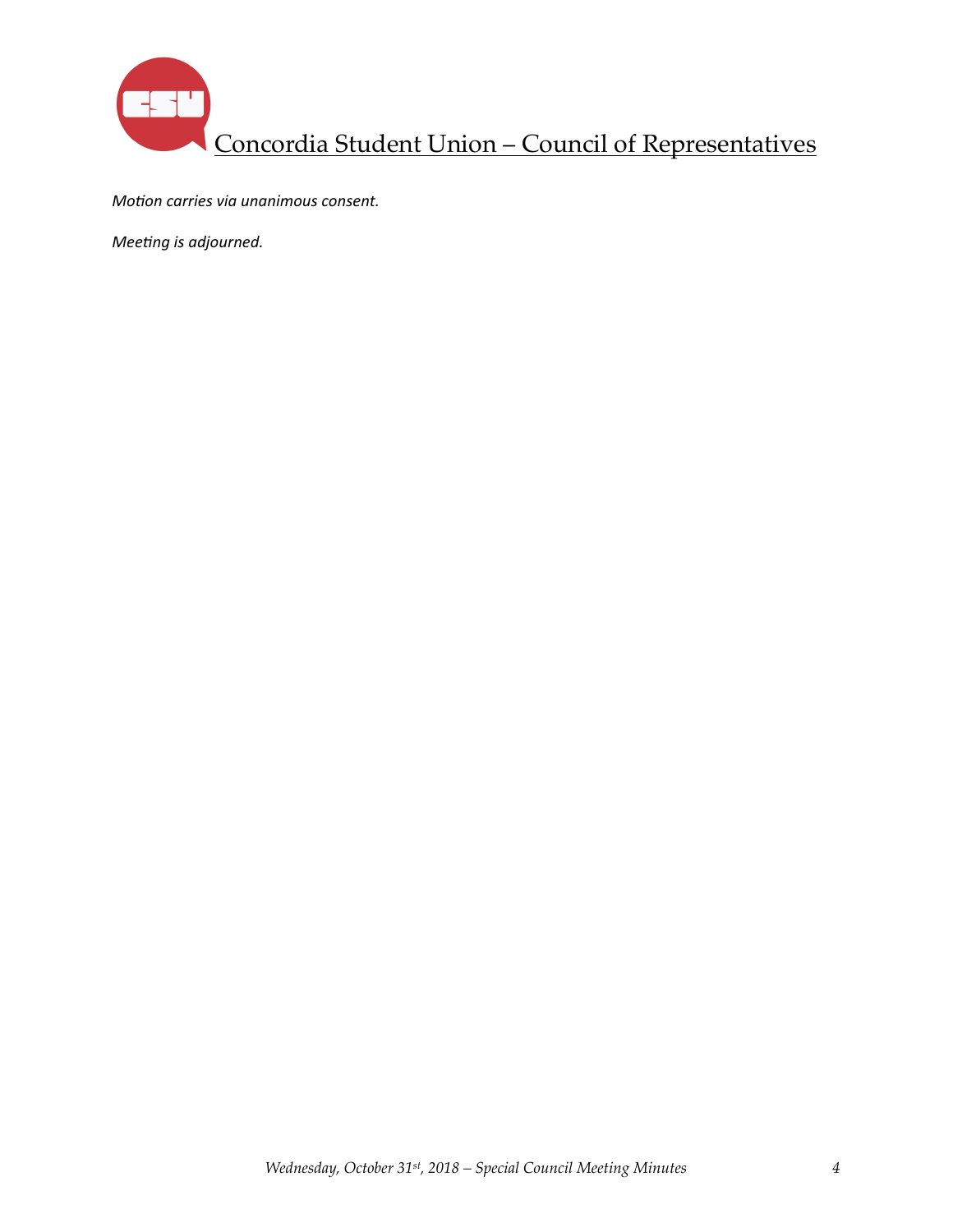*Motion carries via unanimous consent.*

*Meeting is adjourned.*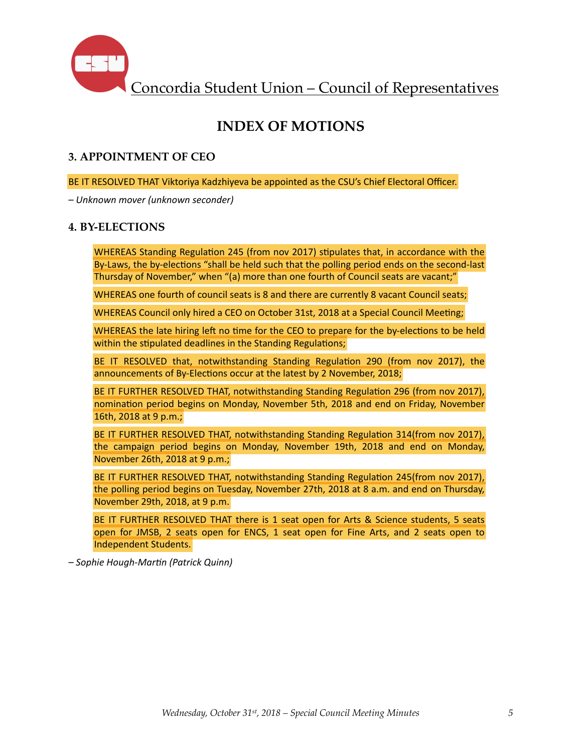Concordia Student Union – Council of Representatives

# INDEX OF MOTIONS

### 3. APPOINTMENT OF CEO

BE IT RESOLVED THAT Viktoriya Kadzhiyeva be appointed as the CSU's Chief Electoral Officer.

*– Unknown mover (unknown seconder)*

### 4. BY-ELECTIONS

WHEREAS Standing Regulation 245 (from nov 2017) stipulates that, in accordance with the By-Laws, the by-elections "shall be held such that the polling period ends on the second-last Thursday of November," when "(a) more than one fourth of Council seats are vacant;"

WHEREAS one fourth of council seats is 8 and there are currently 8 vacant Council seats;

WHEREAS Council only hired a CEO on October 31st, 2018 at a Special Council Meeting;

WHEREAS the late hiring left no time for the CEO to prepare for the by-elections to be held within the stipulated deadlines in the Standing Regulations;

BE IT RESOLVED that, notwithstanding Standing Regulation 290 (from nov 2017), the announcements of By-Elections occur at the latest by 2 November, 2018;

BE IT FURTHER RESOLVED THAT, notwithstanding Standing Regulation 296 (from nov 2017), nomination period begins on Monday, November 5th, 2018 and end on Friday, November 16th, 2018 at 9 p.m.;

BE IT FURTHER RESOLVED THAT, notwithstanding Standing Regulation 314(from nov 2017), the campaign period begins on Monday, November 19th, 2018 and end on Monday, November 26th, 2018 at 9 p.m.;

BE IT FURTHER RESOLVED THAT, notwithstanding Standing Regulation 245(from nov 2017), the polling period begins on Tuesday, November 27th, 2018 at 8 a.m. and end on Thursday, November 29th, 2018, at 9 p.m.

BE IT FURTHER RESOLVED THAT there is 1 seat open for Arts & Science students, 5 seats open for JMSB, 2 seats open for ENCS, 1 seat open for Fine Arts, and 2 seats open to Independent Students.

*– Sophie Hough-Martin (Patrick Quinn)*